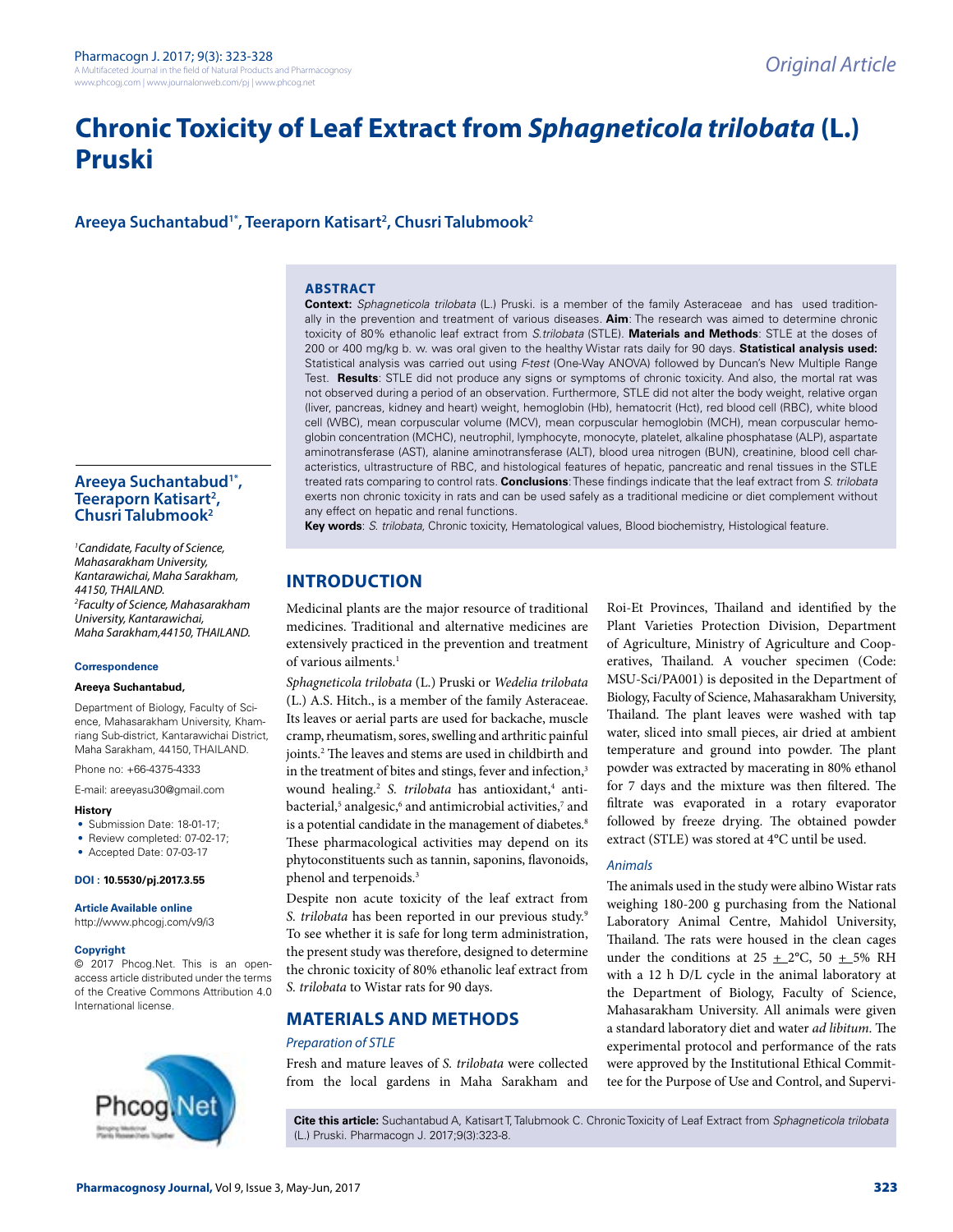# Chronic Toxicity of Leaf Extract from *Sphagneticola trilobata* (L.) Pruski

**Areeya Suchantabud[1*], Teeraporn Katisart[2], Chusri Talubmook[2]**

## ABSTRACT

**Context:** *Sphagneticola trilobata* (L.) Pruski. is a member of the family Asteraceae and has used traditionally in the prevention and treatment of various diseases. **Aim**: The research was aimed to determine chronic toxicity of 80% ethanolic leaf extract from *S.trilobata* (STLE). **Materials and Methods**: STLE at the doses of 200 or 400 mg/kg b. w. was oral given to the healthy Wistar rats daily for 90 days. **Statistical analysis used:** Statistical analysis was carried out using *F-test* (One-Way ANOVA) followed by Duncan's New Multiple Range Test. **Results**: STLE did not produce any signs or symptoms of chronic toxicity. And also, the mortal rat was not observed during a period of an observation. Furthermore, STLE did not alter the body weight, relative organ (liver, pancreas, kidney and heart) weight, hemoglobin (Hb), hematocrit (Hct), red blood cell (RBC), white blood cell (WBC), mean corpuscular volume (MCV), mean corpuscular hemoglobin (MCH), mean corpuscular hemoglobin concentration (MCHC), neutrophil, lymphocyte, monocyte, platelet, alkaline phosphatase (ALP), aspartate aminotransferase (AST), alanine aminotransferase (ALT), blood urea nitrogen (BUN), creatinine, blood cell characteristics, ultrastructure of RBC, and histological features of hepatic, pancreatic and renal tissues in the STLE treated rats comparing to control rats. **Conclusions**: These findings indicate that the leaf extract from *S. trilobata* exerts non chronic toxicity in rats and can be used safely as a traditional medicine or diet complement without any effect on hepatic and renal functions.

**Key words**: *S. trilobata*, Chronic toxicity, Hematological values, Blood biochemistry, Histological feature.

**Areeya Suchantabud[1*], Teeraporn Katisart[2], Chusri Talubmook[2]**

*[1]Candidate, Faculty of Science, Mahasarakham University, Kantarawichai, Maha Sarakham, 44150, THAILAND.*
*[2]Faculty of Science, Mahasarakham University, Kantarawichai, Maha Sarakham, 44150, THAILAND.*

#### Correspondence

**Areeya Suchantabud,**

Department of Biology, Faculty of Science, Mahasarakham University, Khamriang Sub-district, Kantarawichai District, Maha Sarakham, 44150, THAILAND.

Phone no: +66-4375-4333

E-mail: areeyasu30@gmail.com

#### History

- Submission Date: 18-01-17;
- Review completed: 07-02-17;
- Accepted Date: 07-03-17

**DOI : 10.5530/pj.2017.3.55**

#### Article Available online

http://www.phcogj.com/v9/i3

#### Copyright

© 2017 Phcog.Net. This is an open-access article distributed under the terms of the Creative Commons Attribution 4.0 International license.

**Cite this article:** Suchantabud A, Katisart T, Talubmook C. Chronic Toxicity of Leaf Extract from *Sphagneticola trilobata* (L.) Pruski. Pharmacogn J. 2017;9(3):323-8.

## INTRODUCTION

Medicinal plants are the major resource of traditional medicines. Traditional and alternative medicines are extensively practiced in the prevention and treatment of various ailments.[1]

*Sphagneticola trilobata* (L.) Pruski or *Wedelia trilobata* (L.) A.S. Hitch., is a member of the family Asteraceae. Its leaves or aerial parts are used for backache, muscle cramp, rheumatism, sores, swelling and arthritic painful joints.[2] The leaves and stems are used in childbirth and in the treatment of bites and stings, fever and infection,[3] wound healing.[2] *S. trilobata* has antioxidant,[4] antibacterial,[5] analgesic,[6] and antimicrobial activities,[7] and is a potential candidate in the management of diabetes.[8] These pharmacological activities may depend on its phytoconstituents such as tannin, saponins, flavonoids, phenol and terpenoids.[3]

Despite non acute toxicity of the leaf extract from *S. trilobata* has been reported in our previous study.[9] To see whether it is safe for long term administration, the present study was therefore, designed to determine the chronic toxicity of 80% ethanolic leaf extract from *S. trilobata* to Wistar rats for 90 days.

## MATERIALS AND METHODS

### *Preparation of STLE*

Fresh and mature leaves of *S. trilobata* were collected from the local gardens in Maha Sarakham and Roi-Et Provinces, Thailand and identified by the Plant Varieties Protection Division, Department of Agriculture, Ministry of Agriculture and Cooperatives, Thailand. A voucher specimen (Code: MSU-Sci/PA001) is deposited in the Department of Biology, Faculty of Science, Mahasarakham University, Thailand. The plant leaves were washed with tap water, sliced into small pieces, air dried at ambient temperature and ground into powder. The plant powder was extracted by macerating in 80% ethanol for 7 days and the mixture was then filtered. The filtrate was evaporated in a rotary evaporator followed by freeze drying. The obtained powder extract (STLE) was stored at 4°C until be used.

### *Animals*

The animals used in the study were albino Wistar rats weighing 180-200 g purchasing from the National Laboratory Animal Centre, Mahidol University, Thailand. The rats were housed in the clean cages under the conditions at 25 ± 2°C, 50 ± 5% RH with a 12 h D/L cycle in the animal laboratory at the Department of Biology, Faculty of Science, Mahasarakham University. All animals were given a standard laboratory diet and water *ad libitum*. The experimental protocol and performance of the rats were approved by the Institutional Ethical Committee for the Purpose of Use and Control, and Supervi-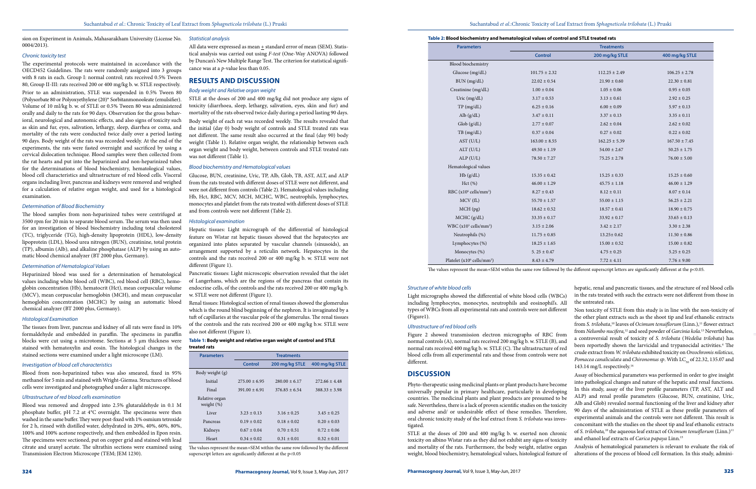sion on Experiment in Animals, Mahasarakham University (License No. 0004/2013).

### *Chronic toxicity test*

The experimental protocols were maintained in accordance with the OECD452 Guidelines. The rats were randomly assigned into 3 groups with 8 rats in each. Group I: normal control; rats received 0.5% Tween 80, Group II-III: rats received 200 or 400 mg/kg b. w. STLE respectively. Prior to an administration, STLE was suspended in 0.5% Tween 80 (Polysorbate 80 or Polyoxyethylene (20)* Sorbitanmonooleate (emulsifier). Volume of 10 ml/kg b. w. of STLE or 0.5% Tween 80 was administered orally and daily to the rats for 90 days. Observation for the gross behavioral, neurological and autonomic effects, and also signs of toxicity such as skin and fur, eyes, salivation, lethargy, sleep, diarrhea or coma, and mortality of the rats were conducted twice daily over a period lasting 90 days. Body weight of the rats was recorded weekly. At the end of the experiments, the rats were fasted overnight and sacrificed by using a cervical dislocation technique. Blood samples were then collected from the rat hearts and put into the heparinized and non-heparinized tubes for the determinations of blood biochemistry, hematological values, blood cell characteristics and ultrastructure of red blood cells. Visceral organs including liver, pancreas and kidneys were removed and weighed for a calculation of relative organ weight, and used for a histological examination.

### *Determination of Blood Biochemistry*

The blood samples from non-heparinized tubes were centrifuged at 3500 rpm for 20 min to separate blood serum. The serum was then used for an investigation of blood biochemistry including total cholesterol (TC), triglyceride (TG), high-density lipoprotein (HDL), low-density lipoprotein (LDL), blood urea nitrogen (BUN), creatinine, total protein (TP), albumin (Alb), and alkaline phosphatase (ALP) by using an automatic blood chemical analyzer (BT 2000 plus, Germany).

### *Determination of Hematological Values*

Heparinized blood was used for a determination of hematological values including white blood cell (WBC), red blood cell (RBC), hemoglobin concentration (Hb), hematocrit (Hct), mean corpuscular volume (MCV), mean corpuscular hemoglobin (MCH), and mean corpuscular hemoglobin concentration (MCHC) by using an automatic blood chemical analyzer (BT 2000 plus, Germany).

### *Histological Examination*

The tissues from liver, pancreas and kidney of all rats were fixed in 10% formaldehyde and embedded in paraffin. The specimens in paraffin blocks were cut using a microtome. Sections at 5 µm thickness were stained with hematoxylin and eosin. The histological changes in the stained sections were examined under a light microscope (LM).

### *Investigation of blood cell characteristics*

Blood from non-heparinized tubes was also smeared, fixed in 95% methanol for 5 min and stained with Wright-Giemsa. Structures of blood cells were investigated and photographed under a light microscope.

### *Ultrastructure of red blood cells examination*

Blood was removed and dropped into 2.5% glutaraldehyde in 0.1 M phosphate buffer, pH 7.2 at 4°C overnight. The specimens were then washed in the same buffer. They were post-fixed with 1% osmium tetroxide for 2 h, rinsed with distilled water, dehydrated in 20%, 40%, 60%, 80%, 100% and 100% acetone respectively, and then embedded in Epon resin. The specimens were sectioned, put on copper grid and stained with lead citrate and uranyl acetate. The ultrathin sections were examined using Transmission Electron Microscope (TEM; JEM 1230).

### *Statistical analysis*

All data were expressed as mean ± standard error of mean (SEM). Statistical analysis was carried out using *F-test* (One-Way ANOVA) followed by Duncan's New Multiple Range Test. The criterion for statistical significance was at a *p*-value less than 0.05.

## RESULTS AND DISCUSSION

### *Body weight and Relative organ weight*

STLE at the doses of 200 and 400 mg/kg did not produce any signs of toxicity (diarrhoea, sleep, lethargy, salivation, eyes, skin and fur) and mortality of the rats observed twice daily during a period lasting 90 days.

Body weight of each rat was recorded weekly. The results revealed that the initial (day 0) body weight of controls and STLE treated rats was not different. The same result also occurred at the final (day 90) body weight (Table 1). Relative organ weight, the relationship between each organ weight and body weight, between controls and STLE treated rats was not different (Table 1).

### *Blood biochemistry and Hematological values*

Glucose, BUN, creatinine, Uric, TP, Alb, Glob, TB, AST, ALT, and ALP from the rats treated with different doses of STLE were not different, and were not different from controls (Table 2). Hematological values including Hb, Hct, RBC, MCV, MCH, MCHC, WBC, neutrophils, lymphocytes, monocytes and platelet from the rats treated with different doses of STLE and from controls were not different (Table 2).

### *Histological examination*

Hepatic tissues: Light micrograph of the differential of histological feature on Wistar rat hepatic tissues showed that the hepatocytes are organized into plates separated by vascular channels (sinusoids), an arrangement supported by a reticulin network. Hepatocytes in the controls and the rats received 200 or 400 mg/kg b. w. STLE were not different (Figure 1).

Pancreatic tissues: Light microscopic observation revealed that the islet of Langerhans, which are the regions of the pancreas that contain its endocrine cells, of the controls and the rats received 200 or 400 mg/kg b. w. STLE were not different (Figure 1).

Renal tissues: Histological section of renal tissues showed the glomerulus which is the round blind beginning of the nephron. It is invaginated by a tuft of capillaries at the vascular pole of the glomerulus. The renal tissues of the controls and the rats received 200 or 400 mg/kg b.w. STLE were also not different (Figure 1).

**Table 1: Body weight and relative organ weight of control and STLE treated rats**

| Parameters | Treatments | | |
|---|---|---|---|
| | Control | 200 mg/kg STLE | 400 mg/kg STLE |
| Body weight (g) | | | |
| Initial | 275.00 ± 6.95 | 280.00 ± 6.17 | 272.66 ± 4.48 |
| Final | 391.00 ± 6.91 | 376.85 ± 6.54 | 388.33 ± 3.98 |
| Relative organ weight (%) | | | |
| Liver | 3.23 ± 0.13 | 3.16 ± 0.25 | 3.45 ± 0.25 |
| Pancreas | 0.19 ± 0.02 | 0.18 ± 0.02 | 0.20 ± 0.03 |
| Kidneys | 0.67 ± 0.04 | 0.70 ± 0.51 | 0.72 ± 0.06 |
| Heart | 0.34 ± 0.02 | 0.31 ± 0.01 | 0.32 ± 0.01 |

The values represent the mean+SEM within the same row followed by the different superscript letters are significantly different at the p<0.05

**Table 2: Blood biochemistry and hematological values of control and STLE treated rats**

| Parameters | Treatments | | |
|---|---|---|---|
| | Control | 200 mg/kg STLE | 400 mg/kg STLE |
| Blood biochemistry | | | |
| Glucose (mg/dL) | 101.75 ± 2.32 | 112.25 ± 2.49 | 106.25 ± 2.78 |
| BUN (mg/dL) | 22.02 ± 0.54 | 21.90 ± 0.60 | 22.30 ± 0.81 |
| Creatinine (mg/dL) | 1.00 ± 0.04 | 1.05 ± 0.06 | 0.95 ± 0.05 |
| Uric (mg/dL) | 3.17 ± 0.53 | 3.13 ± 0.61 | 2.92 ± 0.25 |
| TP (mg/dL) | 6.25 ± 0.16 | 6.00 ± 0.09 | 5.97 ± 0.13 |
| Alb (g/dL) | 3.47 ± 0.11 | 3.37 ± 0.13 | 3.35 ± 0.11 |
| Glob (g/dL) | 2.77 ± 0.07 | 2.62 ± 0.04 | 2.62 ± 0.02 |
| TB (mg/dL) | 0.37 ± 0.04 | 0.27 ± 0.02 | 0.22 ± 0.02 |
| AST (U/L) | 163.00 ± 8.55 | 162.25 ± 5.39 | 167.50 ± 7.45 |
| ALT (U/L) | 49.50 ± 1.19 | 54.00 ± 2.67 | 50.25 ± 1.75 |
| ALP (U/L) | 78.50 ± 7.27 | 75.25 ± 2.78 | 76.00 ± 5.00 |
| Hematological values | | | |
| Hb (g/dL) | 15.35 ± 0.42 | 15.25 ± 0.33 | 15.25 ± 0.60 |
| Hct (%) | 46.00 ± 1.29 | 45.75 ± 1.18 | 46.00 ± 1.29 |
| RBC ($x10^6$ cells/mm$^3$) | 8.27 ± 0.43 | 8.12 ± 0.11 | 8.07 ± 0.14 |
| MCV (fL) | 55.70 ± 1.57 | 55.00 ± 1.15 | 56.25 ± 2.21 |
| MCH (pg) | 18.62 ± 0.52 | 18.57 ± 0.41 | 18.90 ± 0.75 |
| MCHC (g/dL) | 33.35 ± 0.17 | 33.92 ± 0.17 | 33.65 ± 0.13 |
| WBC ($x10^3$ cells/mm$^3$) | 3.15 ± 2.06 | 3.42 ± 2.17 | 3.30 ± 2.38 |
| Neutrophils (%) | 11.75 ± 0.85 | 13.25± 0.62 | 11.50 ± 0.86 |
| Lymphocytes (%) | 18.25 ± 1.65 | 15.00 ± 0.52 | 15.00 ± 0.82 |
| Monocytes (%) | 5. 25 ± 0.47 | 4.75 ± 0.25 | 5.25 ± 0.25 |
| Platelet ($x10^6$ cells/mm$^3$) | 8.43 ± 4.79 | 7.72 ± 4.11 | 7.76 ± 9.00 |

The values represent the mean+SEM within the same row followed by the different superscript letters are significantly different at the p<0.05.

### *Structure of white blood cells*

Light micrographs showed the differential of white blood cells (WBCs) including lymphocytes, monocytes, neutrophils and eosinophil's. All types of WBCs from all experimental rats and controls were not different (Figure1).

### *Ultrastructure of red blood cells*

Figure 2 showed transmission electron micrographs of RBC from normal controls (A), normal rats received 200 mg/kg b.w. STLE (B), and normal rats received 400 mg/kg b.w. STLE (C). The ultrastructure of red blood cells from all experimental rats and those from controls were not different.

## DISCUSSION

Phyto-therapeutic using medicinal plants or plant products have become universally popular in primary healthcare, particularly in developing countries. The medicinal plants and plant products are presumed to be safe. Nevertheless, there is a lack of proven scientific studies on the toxicity and adverse and/ or undesirable effect of these remedies. Therefore, oral chronic toxicity study of the leaf extract from *S. trilobata* was investigated.

STLE at the doses of 200 and 400 mg/kg b. w. exerted non chronic toxicity on albino Wistar rats as they did not exhibit any signs of toxicity and mortality of the rats. Furthermore, the body weight, relative organ weight, blood biochemistry, hematological values, histological feature of hepatic, renal and pancreatic tissues, and the structure of red blood cells in the rats treated with such the extracts were not different from those in the untreated rats.

Non toxicity of STLE from this study is in line with the non-toxicity of the other plant extracts such as the shoot tip and leaf ethanolic extracts from *S. trilobata*,[10] leaves of *Ocimum tenuiflorum* (Linn.),[11] flower extract from *Nelumbo nucifera*,[12] and seed powder of *Garcinia kola*.[13] Nevertheless, a controversial result of toxicity of *S. trilobata* (*Wedelia trilobata*) has been reportedly shown the larvicidal and trypanocidal activities.[4] The crude extract from *W. trilobata* exhibited toxicity on *Oreochromis niloticus*, *Pomacea canaliculata* and *Chironomus sp*. With $LC_{50}$ of 22.32, 135.07 and 143.14 mg/L respectively.[14]

Assay of biochemical parameters was performed in order to give insight into pathological changes and nature of the hepatic and renal functions. In this study, assay of the liver profile parameters (TP, AST, ALT and ALP) and renal profile parameters (Glucose, BUN, creatinine, Uric, Alb and Glob) revealed normal functioning of the liver and kidney after 90 days of the administration of STLE as these profile parameters of experimental animals and the controls were not different. This result is concomitant with the studies on the shoot tip and leaf ethanolic extracts of *S. trilobata*,[10] the aqueous leaf extract of *Ocimum tenuiflorum* (Linn.)[11] and ethanol leaf extracts of *Carica papaya* Linn.[15]

Analysis of hematological parameters is relevant to evaluate the risk of alterations of the process of blood cell formation. In this study, admini-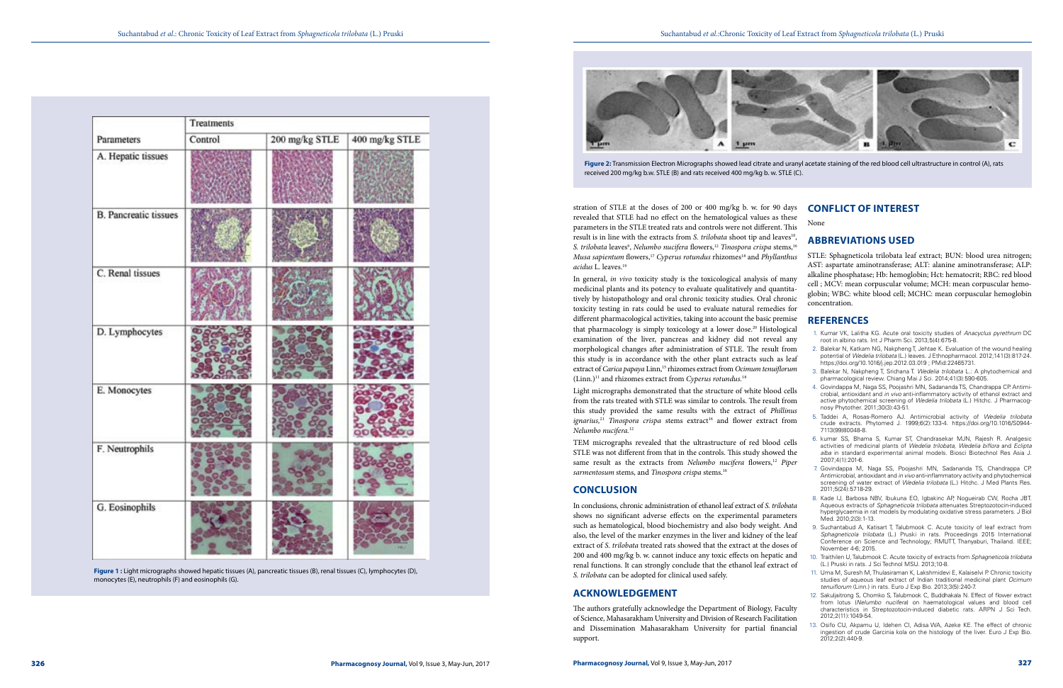| Parameters | Treatments | | |
|---|---|---|---|
| | Control | 200 mg/kg STLE | 400 mg/kg STLE |
| A. Hepatic tissues | | | |
| B. Pancreatic tissues | | | |
| C. Renal tissues | | | |
| D. Lymphocytes | | | |
| E. Monocytes | | | |
| F. Neutrophils | | | |
| G. Eosinophils | | | |

**Figure 1 :** Light micrographs showed hepatic tissues (A), pancreatic tissues (B), renal tissues (C), lymphocytes (D), monocytes (E), neutrophils (F) and eosinophils (G).

**Figure 2:** Transmission Electron Micrographs showed lead citrate and uranyl acetate staining of the red blood cell ultrastructure in control (A), rats received 200 mg/kg b.w. STLE (B) and rats received 400 mg/kg b. w. STLE (C).

stration of STLE at the doses of 200 or 400 mg/kg b. w. for 90 days revealed that STLE had no effect on the hematological values as these parameters in the STLE treated rats and controls were not different. This result is in line with the extracts from *S. trilobata* shoot tip and leaves[10], *S. trilobata* leaves[9], *Nelumbo nucifera* flowers,[12] *Tinospora crispa* stems,[16] *Musa sapientum* flowers,[17] *Cyperus rotundus* rhizomes[18] and *Phyllanthus acidus* L. leaves.[19]

In general, *in vivo* toxicity study is the toxicological analysis of many medicinal plants and its potency to evaluate qualitatively and quantitatively by histopathology and oral chronic toxicity studies. Oral chronic toxicity testing in rats could be used to evaluate natural remedies for different pharmacological activities, taking into account the basic premise that pharmacology is simply toxicology at a lower dose.[20] Histological examination of the liver, pancreas and kidney did not reveal any morphological changes after administration of STLE. The result from this study is in accordance with the other plant extracts such as leaf extract of *Carica papaya* Linn,[15] rhizomes extract from *Ocimum tenuiflorum* (Linn.)[11] and rhizomes extract from *Cyperus rotundus*.[18]

Light micrographs demonstrated that the structure of white blood cells from the rats treated with STLE was similar to controls. The result from this study provided the same results with the extract of *Phillinus ignarius*,[21] *Tinospora crispa* stems extract[16] and flower extract from *Nelumbo nucifera*.[12]

TEM micrographs revealed that the ultrastructure of red blood cells STLE was not different from that in the controls. This study showed the same result as the extracts from *Nelumbo nucifera* flowers,[12] *Piper sarmentosum* stems, and *Tinospora crispa* stems.[16]

## CONCLUSION

In conclusions, chronic administration of ethanol leaf extract of *S. trilobata* shows no significant adverse effects on the experimental parameters such as hematological, blood biochemistry and also body weight. And also, the level of the marker enzymes in the liver and kidney of the leaf extract of *S. trilobata* treated rats showed that the extract at the doses of 200 and 400 mg/kg b. w. cannot induce any toxic effects on hepatic and renal functions. It can strongly conclude that the ethanol leaf extract of *S. trilobata* can be adopted for clinical used safely.

## ACKNOWLEDGEMENT

The authors gratefully acknowledge the Department of Biology, Faculty of Science, Mahasarakham University and Division of Research Facilitation and Dissemination Mahasarakham University for partial financial support.

## CONFLICT OF INTEREST

None

## ABBREVIATIONS USED

STLE: Sphagneticola trilobata leaf extract; BUN: blood urea nitrogen; AST: aspartate aminotransferase; ALT: alanine aminotransferase; ALP: alkaline phosphatase; Hb: hemoglobin; Hct: hematocrit; RBC: red blood cell ; MCV: mean corpuscular volume; MCH: mean corpuscular hemoglobin; WBC: white blood cell; MCHC: mean corpuscular hemoglobin concentration.

## REFERENCES

1. Kumar VK, Lalitha KG. Acute oral toxicity studies of *Anacyclus pyrethrum* DC root in albino rats. Int J Pharm Sci. 2013;5(4):675-8.
2. Balekar N, Katkam NG, Nakpheng T, Jehtae K. Evaluation of the wound healing potential of *Wedelia trilobata* (L.) leaves. J Ethnopharmacol. 2012;141(3):817-24. https://doi.org/10.1016/j.jep.2012.03.019 ; PMid:22465731.
3. Balekar N, Nakpheng T, Srichana T. *Wedelia trilobata* L.: A phytochemical and pharmacological review. Chiang Mai J Sci. 2014;41(3):590-605.
4. Govindappa M, Naga SS, Poojashri MN, Sadananda TS, Chandrappa CP. Antimicrobial, antioxidant and *in vivo* anti-inflammatory activity of ethanol extract and active phytochemical screening of *Wedelia trilobata* (L.) Hitchc. J Pharmacognosy Phytother. 2011;30(3):43-51.
5. Taddei A, Rosas-Romero AJ. Antimicrobial activity of *Wedelia trilobata* crude extracts. Phytomed J. 1999;6(2):133-4. https://doi.org/10.1016/S0944-7113(99)80048-8.
6. kumar SS, Bhama S, Kumar ST, Chandrasekar MJN, Rajesh R. Analgesic activities of medicinal plants of *Wedelia trilobata*, *Wedelia biflora* and *Eclipta alba* in standard experimental animal models. Biosci Biotechnol Res Asia J. 2007;4(1):201-6.
7. Govindappa M, Naga SS, Poojashri MN, Sadananda TS, Chandrappa CP. Antimicrobial, antioxidant and in vivo anti-inflammatory activity and phytochemical screening of water extract of *Wedelia trilobata* (L.) Hitchc. J Med Plants Res. 2011;5(24):5718-29.
8. Kade IJ, Barbosa NBV, Ibukuna EO, Igbakinc AP, Nogueirab CW, Rocha JBT. Aqueous extracts of *Sphagneticola trilobata* attenuates Streptozotocin-induced hyperglycaemia in rat models by modulating oxidative stress parameters. J Biol Med. 2010;2(3):1-13.
9. Suchantabud A, Katisart T, Talubmook C. Acute toxicity of leaf extract from *Sphagneticola trilobata* (L.) Pruski in rats. Proceedings 2015 International Conference on Science and Technology; RMUTT, Thanyaburi, Thailand. IEEE; November 4-6; 2015.
10. Traithilen U, Talubmook C. Acute toxicity of extracts from *Sphagneticola trilobata* (L.) Pruski in rats. J Sci Technol MSU. 2013;10-8.
11. Uma M, Suresh M, Thulasiraman K, Lakshmidevi E, Kalaiselvi P. Chronic toxicity studies of aqueous leaf extract of Indian traditional medicinal plant *Ocimum tenuiflorum* (Linn.) in rats. Euro J Exp Bio. 2013;3(5):240-7.
12. Sakuljaitrong S, Chomko S, Talubmook C, Buddhakala N. Effect of flower extract from lotus (*Nelumbo nucifera*) on haematological values and blood cell characteristics in Streptozotocin-induced diabetic rats. ARPN J Sci Tech. 2012;2(11):1049-54.
13. Osifo CU, Akpamu U, Idehen CI, Adisa WA, Azeke KE. The effect of chronic ingestion of crude Garcinia kola on the histology of the liver. Euro J Exp Bio. 2012;2(2):440-9.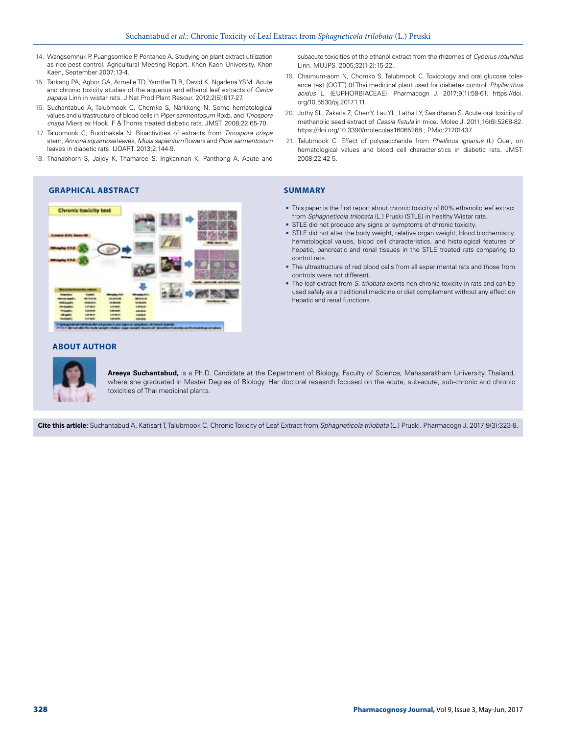14. Wangsomnuk P, Puangsomlee P, Pontanee A. Studying on plant extract utilization as rice-pest control. Agricultural Meeting Report. Khon Kaen University. Khon Kaen, September 2007;13-4.
15. Tarkang PA, Agbor GA, Armelle TD, Yamthe TLR, David K, Ngadena YSM. Acute and chronic toxicity studies of the aqueous and ethanol leaf extracts of *Carica papaya* Linn in wistar rats. J Nat Prod Plant Resour. 2012;2(5):617-27.
16. Suchantabud A, Talubmook C, Chomko S, Narkkong N. Some hematological values and ultrastructure of blood cells in *Piper sarmentosum* Roxb. and *Tinospora crispa* Miers ex Hook. F & Thoms treated diabetic rats. JMST. 2008;22:65-70.
17. Talubmook C, Buddhakala N. Bioactivities of extracts from *Tinospora crispa* stem, *Annona squamosa* leaves, *Musa sapientum* flowers and *Piper sarmentosum* leaves in diabetic rats. IJOART. 2013;2:144-9.
18. Thanabhorn S, Jaijoy K, Thamaree S, Ingkaninan K, Panthong A. Acute and subacute toxicities of the ethanol extract from the rhizomes of *Cyperus rotundus* Linn. MUJPS. 2005;32(1-2):15-22.
19. Chaimum-aom N, Chomko S, Talubmook C. Toxicology and oral glucose tolerance test (OGTT) 0f Thai medicinal plant used for diabetes control, *Phyllanthus acidus* L. (EUPHORBIACEAE). Pharmacogn J. 2017;9(1):58-61. https://doi.org/10.5530/pj.2017.1.11.
20. Jothy SL, Zakaria Z, Chen Y, Lau YL, Latha LY, Sasidharan S. Acute oral toxicity of methanolic seed extract of *Cassia fistula* in mice. Molec J. 2011;16(6):5268-82. https://doi.org/10.3390/molecules16065268 ; PMid:21701437.
21. Talubmook C. Effect of polysaccharide from *Phellinus ignarius* (L) Quel, on hematological values and blood cell characteristics in diabetic rats. JMST. 2008;22:42-5.

## GRAPHICAL ABSTRACT

## SUMMARY

- This paper is the first report about chronic toxicity of 80% ethanolic leaf extract from *Sphagneticola trilobata* (L.) Pruski (STLE) in healthy Wistar rats.
- STLE did not produce any signs or symptoms of chronic toxicity.
- STLE did not alter the body weight, relative organ weight, blood biochemistry, hematological values, blood cell characteristics, and histological features of hepatic, pancreatic and renal tissues in the STLE treated rats comparing to control rats.
- The ultrastructure of red blood cells from all experimental rats and those from controls were not different.
- The leaf extract from *S. trilobata* exerts non chronic toxicity in rats and can be used safely as a traditional medicine or diet complement without any effect on hepatic and renal functions.

## ABOUT AUTHOR

**Areeya Suchantabud,** is a Ph.D. Candidate at the Department of Biology, Faculty of Science, Mahasarakham University, Thailand, where she graduated in Master Degree of Biology. Her doctoral research focused on the acute, sub-acute, sub-chronic and chronic toxicities of Thai medicinal plants.

**Cite this article:** Suchantabud A, Katisart T, Talubmook C. Chronic Toxicity of Leaf Extract from *Sphagneticola trilobata* (L.) Pruski. Pharmacogn J. 2017;9(3):323-8.